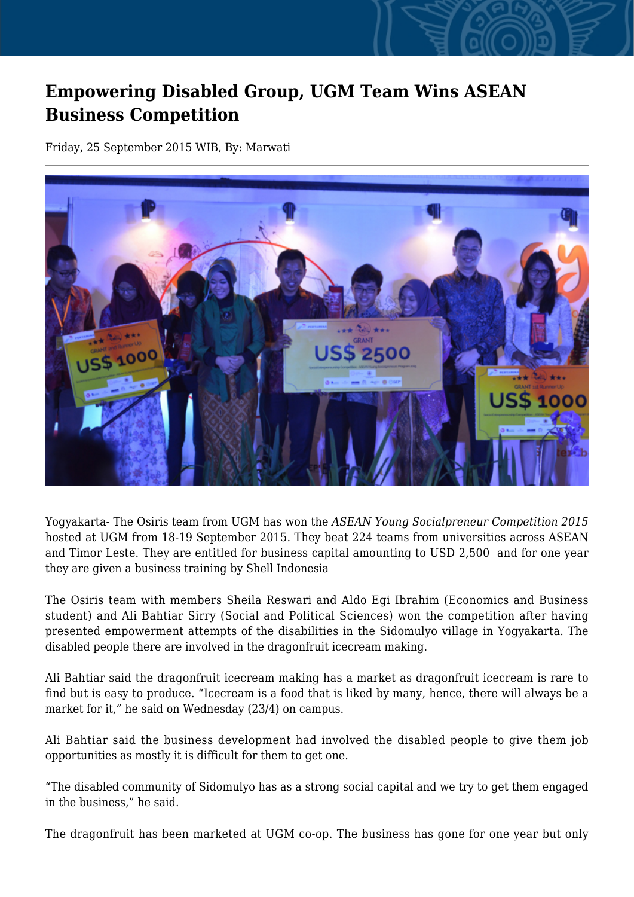# Empowering Disabled Group, UGM Team Wins ASEAN Business Competition

Friday, 25 September 2015 WIB, By: Marwati

Yogyakarta- The Osiris team from UGM has won the *ASEAN Young Socialpreneur Competition 2015* hosted at UGM from 18-19 September 2015. They beat 224 teams from universities across ASEAN and Timor Leste. They are entitled for business capital amounting to USD 2,500 and for one year they are given a business training by Shell Indonesia

The Osiris team with members Sheila Reswari and Aldo Egi Ibrahim (Economics and Business student) and Ali Bahtiar Sirry (Social and Political Sciences) won the competition after having presented empowerment attempts of the disabilities in the Sidomulyo village in Yogyakarta. The disabled people there are involved in the dragonfruit icecream making.

Ali Bahtiar said the dragonfruit icecream making has a market as dragonfruit icecream is rare to find but is easy to produce. "Icecream is a food that is liked by many, hence, there will always be a market for it," he said on Wednesday (23/4) on campus.

Ali Bahtiar said the business development had involved the disabled people to give them job opportunities as mostly it is difficult for them to get one.

"The disabled community of Sidomulyo has as a strong social capital and we try to get them engaged in the business," he said.

The dragonfruit has been marketed at UGM co-op. The business has gone for one year but only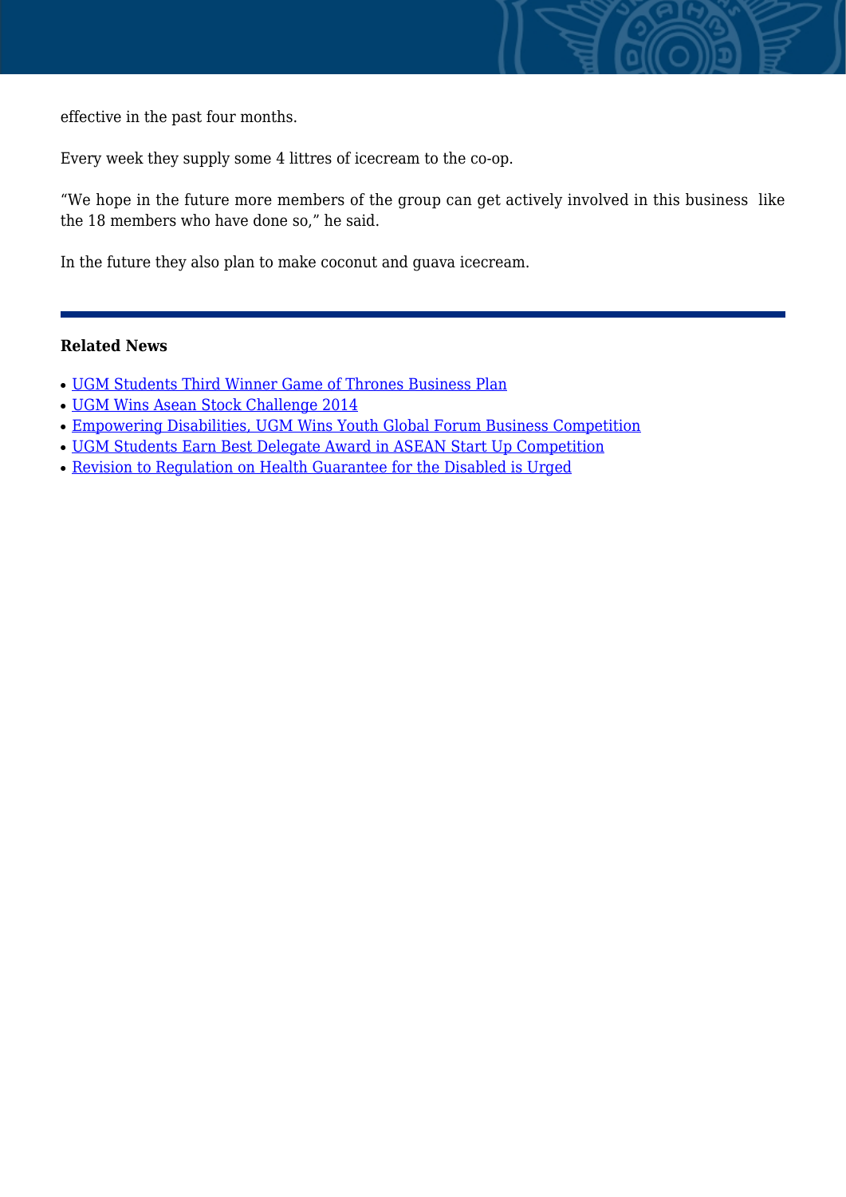effective in the past four months.

Every week they supply some 4 littres of icecream to the co-op.

“We hope in the future more members of the group can get actively involved in this business like the 18 members who have done so,” he said.

In the future they also plan to make coconut and guava icecream.

---

**Related News**

- UGM Students Third Winner Game of Thrones Business Plan
- UGM Wins Asean Stock Challenge 2014
- Empowering Disabilities, UGM Wins Youth Global Forum Business Competition
- UGM Students Earn Best Delegate Award in ASEAN Start Up Competition
- Revision to Regulation on Health Guarantee for the Disabled is Urged